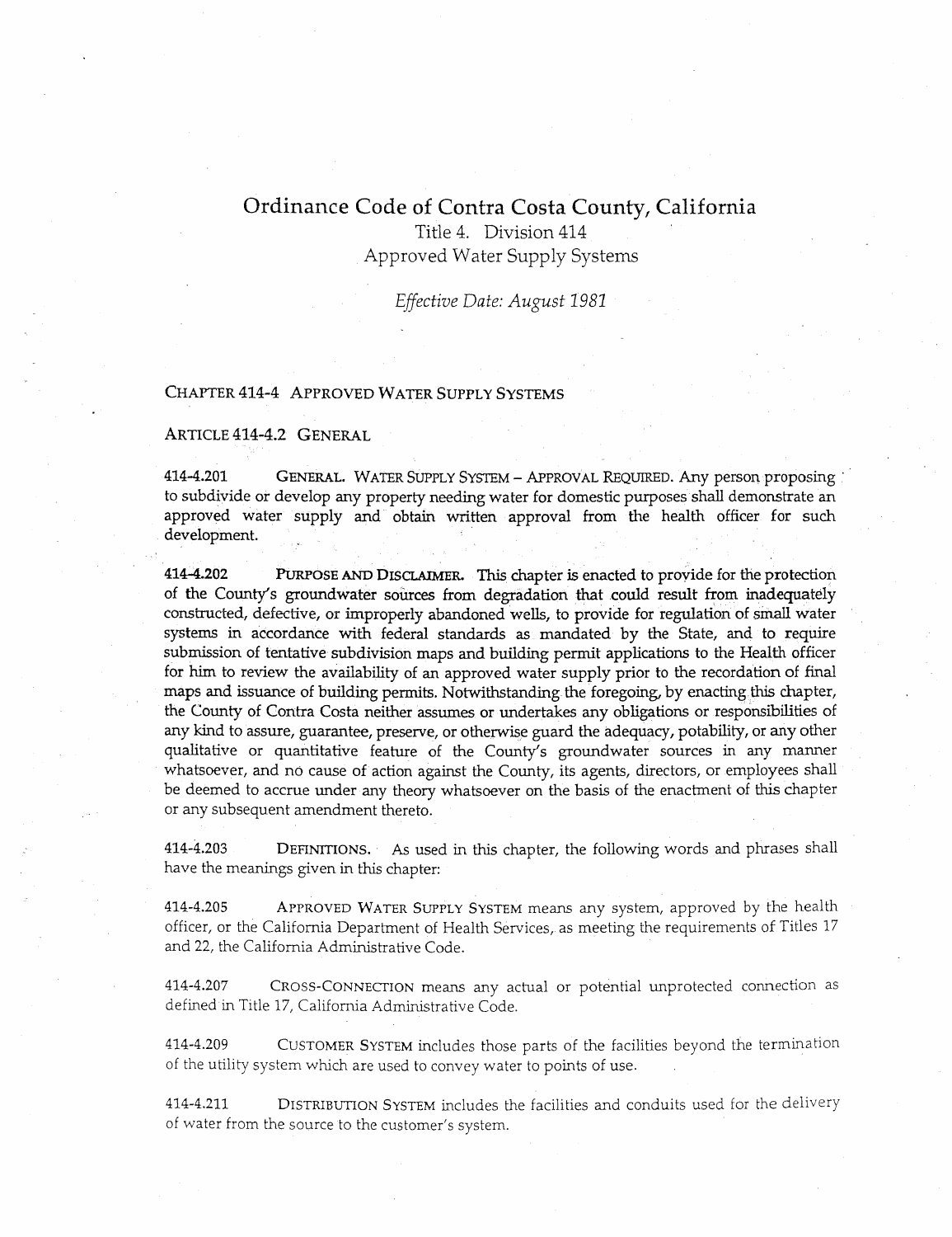# Ordinance Code of Contra Costa County, California

Title 4. Division 414

Approved Water Supply Systems

*Effective Date: August 1981*

## CHAPTER 414-4 APPROVED WATER SUPPLY SYSTEMS

### ARTICLE 414-4.2 GENERAL

414-4.201 GENERAL. WATER SUPPLY SYSTEM – APPROVAL REQUIRED. Any person proposing to subdivide or develop any property needing water for domestic purposes shall demonstrate an approved water supply and obtain written approval from the health officer for such development.

**414-4.202** **PURPOSE AND DISCLAIMER.** This chapter is enacted to provide for the protection of the County's groundwater sources from degradation that could result from inadequately constructed, defective, or improperly abandoned wells, to provide for regulation of small water systems in accordance with federal standards as mandated by the State, and to require submission of tentative subdivision maps and building permit applications to the Health officer for him to review the availability of an approved water supply prior to the recordation of final maps and issuance of building permits. Notwithstanding the foregoing, by enacting this chapter, the County of Contra Costa neither assumes or undertakes any obligations or responsibilities of any kind to assure, guarantee, preserve, or otherwise guard the adequacy, potability, or any other qualitative or quantitative feature of the County's groundwater sources in any manner whatsoever, and no cause of action against the County, its agents, directors, or employees shall be deemed to accrue under any theory whatsoever on the basis of the enactment of this chapter or any subsequent amendment thereto.

414-4.203 DEFINITIONS. As used in this chapter, the following words and phrases shall have the meanings given in this chapter:

414-4.205 APPROVED WATER SUPPLY SYSTEM means any system, approved by the health officer, or the California Department of Health Services, as meeting the requirements of Titles 17 and 22, the California Administrative Code.

414-4.207 CROSS-CONNECTION means any actual or potential unprotected connection as defined in Title 17, California Administrative Code.

414-4.209 CUSTOMER SYSTEM includes those parts of the facilities beyond the termination of the utility system which are used to convey water to points of use.

414-4.211 DISTRIBUTION SYSTEM includes the facilities and conduits used for the delivery of water from the source to the customer's system.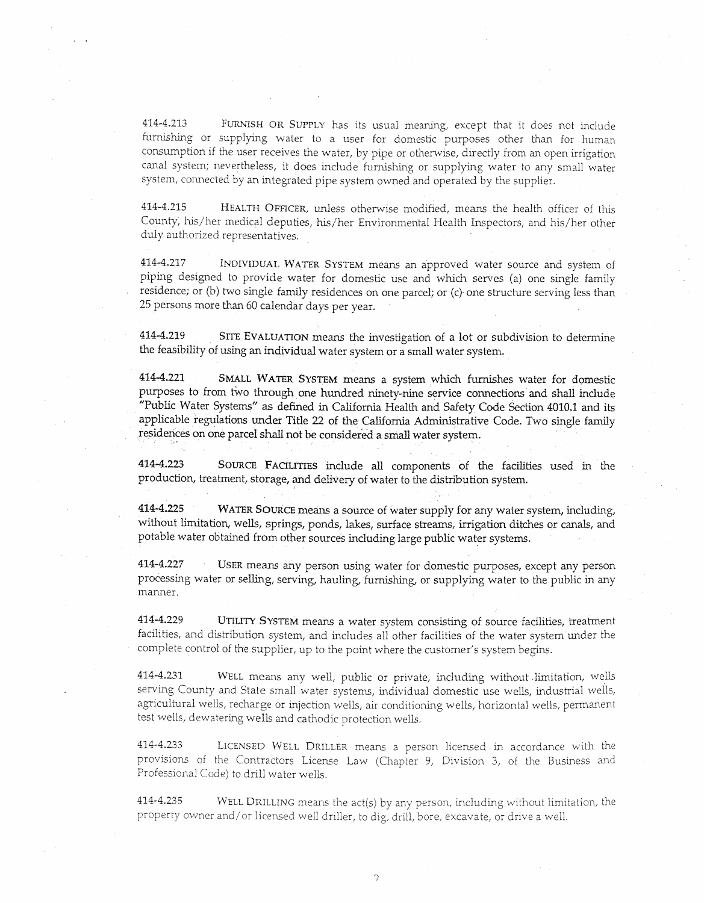414-4.213 FURNISH OR SUPPLY has its usual meaning, except that it does not include furnishing or supplying water to a user for domestic purposes other than for human consumption if the user receives the water, by pipe or otherwise, directly from an open irrigation canal system; nevertheless, it does include furnishing or supplying water to any small water system, connected by an integrated pipe system owned and operated by the supplier.

414-4.215 HEALTH OFFICER, unless otherwise modified, means the health officer of this County, his/her medical deputies, his/her Environmental Health Inspectors, and his/her other duly authorized representatives.

414-4.217 INDIVIDUAL WATER SYSTEM means an approved water source and system of piping designed to provide water for domestic use and which serves (a) one single family residence; or (b) two single family residences on one parcel; or (c) one structure serving less than 25 persons more than 60 calendar days per year.

414-4.219 SITE EVALUATION means the investigation of a lot or subdivision to determine the feasibility of using an individual water system or a small water system.

414-4.221 **SMALL WATER SYSTEM** means a system which furnishes water for domestic purposes to from two through one hundred ninety-nine service connections and shall include "Public Water Systems" as defined in California Health and Safety Code Section 4010.1 and its applicable regulations under Title 22 of the California Administrative Code. Two single family residences on one parcel shall not be considered a small water system.

414-4.223 SOURCE FACILITIES include all components of the facilities used in the production, treatment, storage, and delivery of water to the distribution system.

414-4.225 WATER SOURCE means a source of water supply for any water system, including, without limitation, wells, springs, ponds, lakes, surface streams, irrigation ditches or canals, and potable water obtained from other sources including large public water systems.

414-4.227 USER means any person using water for domestic purposes, except any person processing water or selling, serving, hauling, furnishing, or supplying water to the public in any manner.

414-4.229 UTILITY SYSTEM means a water system consisting of source facilities, treatment facilities, and distribution system, and includes all other facilities of the water system under the complete control of the supplier, up to the point where the customer's system begins.

414-4.231 WELL means any well, public or private, including without limitation, wells serving County and State small water systems, individual domestic use wells, industrial wells, agricultural wells, recharge or injection wells, air conditioning wells, horizontal wells, permanent test wells, dewatering wells and cathodic protection wells.

414-4.233 LICENSED WELL DRILLER means a person licensed in accordance with the provisions of the Contractors License Law (Chapter 9, Division 3, of the Business and Professional Code) to drill water wells.

414-4.235 WELL DRILLING means the act(s) by any person, including without limitation, the property owner and/or licensed well driller, to dig, drill, bore, excavate, or drive a well.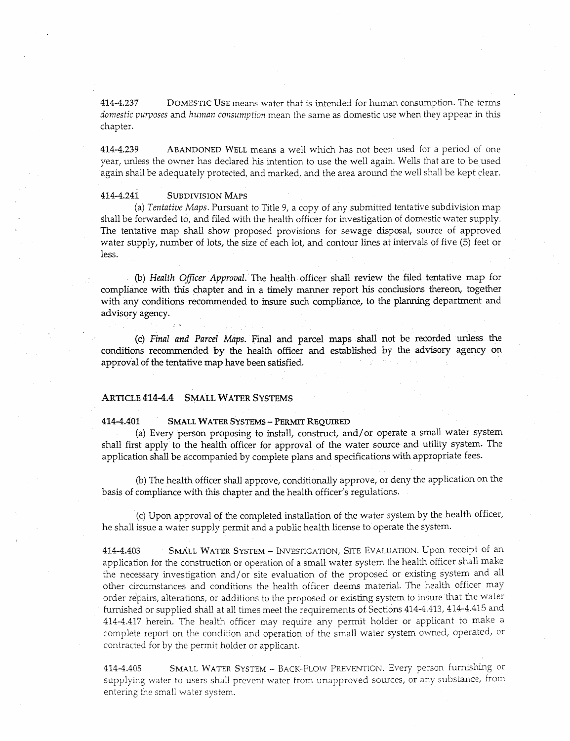414-4.237 DOMESTIC USE means water that is intended for human consumption. The terms *domestic purposes* and *human consumption* mean the same as domestic use when they appear in this chapter.

414-4.239 ABANDONED WELL means a well which has not been used for a period of one year, unless the owner has declared his intention to use the well again. Wells that are to be used again shall be adequately protected, and marked, and the area around the well shall be kept clear.

414-4.241 SUBDIVISION MAPS

(a) *Tentative Maps*. Pursuant to Title 9, a copy of any submitted tentative subdivision map shall be forwarded to, and filed with the health officer for investigation of domestic water supply. The tentative map shall show proposed provisions for sewage disposal, source of approved water supply, number of lots, the size of each lot, and contour lines at intervals of five (5) feet or less.

(b) *Health Officer Approval*. The health officer shall review the filed tentative map for compliance with this chapter and in a timely manner report his conclusions thereon, together with any conditions recommended to insure such compliance, to the planning department and advisory agency.

(c) *Final and Parcel Maps*. Final and parcel maps shall not be recorded unless the conditions recommended by the health officer and established by the advisory agency on approval of the tentative map have been satisfied.

## ARTICLE 414-4.4 SMALL WATER SYSTEMS

### 414-4.401 SMALL WATER SYSTEMS – PERMIT REQUIRED

(a) Every person proposing to install, construct, and/or operate a small water system shall first apply to the health officer for approval of the water source and utility system. The application shall be accompanied by complete plans and specifications with appropriate fees.

(b) The health officer shall approve, conditionally approve, or deny the application on the basis of compliance with this chapter and the health officer's regulations.

(c) Upon approval of the completed installation of the water system by the health officer, he shall issue a water supply permit and a public health license to operate the system.

414-4.403 SMALL WATER SYSTEM – INVESTIGATION, SITE EVALUATION. Upon receipt of an application for the construction or operation of a small water system the health officer shall make the necessary investigation and/or site evaluation of the proposed or existing system and all other circumstances and conditions the health officer deems material. The health officer may order repairs, alterations, or additions to the proposed or existing system to insure that the water furnished or supplied shall at all times meet the requirements of Sections 414-4.413, 414-4.415 and 414-4.417 herein. The health officer may require any permit holder or applicant to make a complete report on the condition and operation of the small water system owned, operated, or contracted for by the permit holder or applicant.

414-4.405 SMALL WATER SYSTEM – BACK-FLOW PREVENTION. Every person furnishing or supplying water to users shall prevent water from unapproved sources, or any substance, from entering the small water system.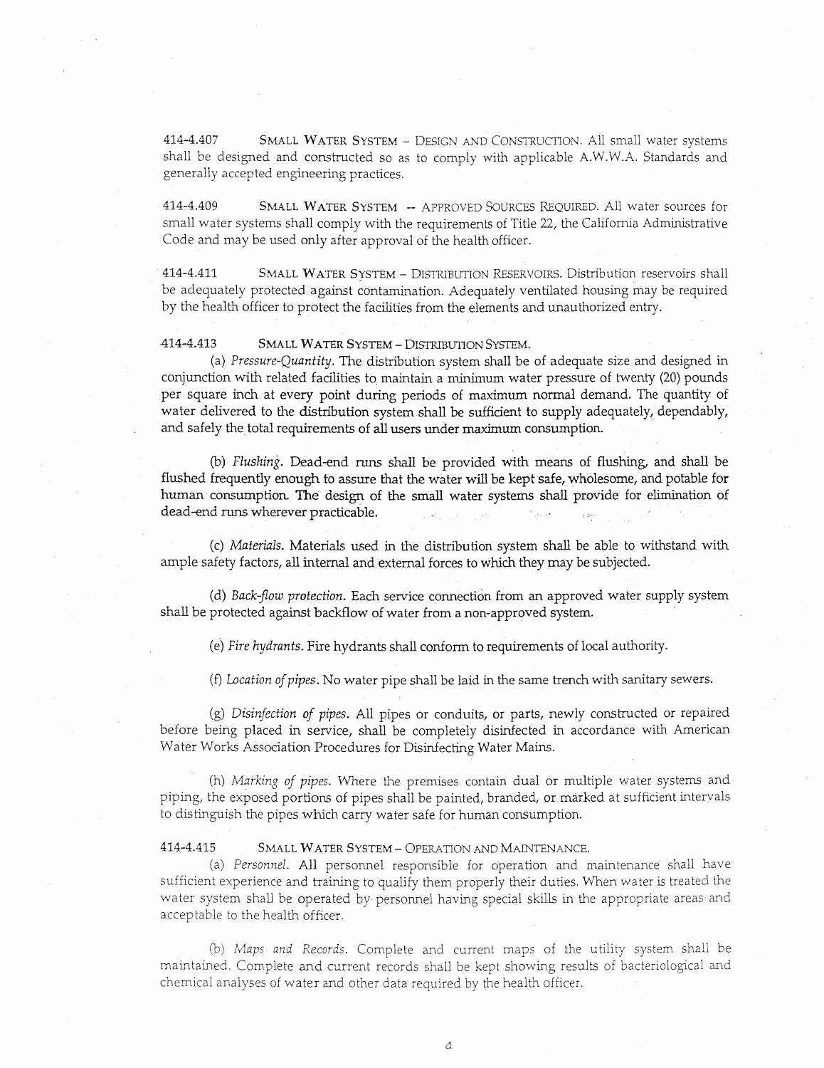414-4.407 SMALL WATER SYSTEM – DESIGN AND CONSTRUCTION. All small water systems shall be designed and constructed so as to comply with applicable A.W.W.A. Standards and generally accepted engineering practices.

414-4.409 SMALL WATER SYSTEM -- APPROVED SOURCES REQUIRED. All water sources for small water systems shall comply with the requirements of Title 22, the California Administrative Code and may be used only after approval of the health officer.

414-4.411 SMALL WATER SYSTEM – DISTRIBUTION RESERVOIRS. Distribution reservoirs shall be adequately protected against contamination. Adequately ventilated housing may be required by the health officer to protect the facilities from the elements and unauthorized entry.

414-4.413 SMALL WATER SYSTEM – DISTRIBUTION SYSTEM.

(a) *Pressure-Quantity*. The distribution system shall be of adequate size and designed in conjunction with related facilities to maintain a minimum water pressure of twenty (20) pounds per square inch at every point during periods of maximum normal demand. The quantity of water delivered to the distribution system shall be sufficient to supply adequately, dependably, and safely the total requirements of all users under maximum consumption.

(b) *Flushing*. Dead-end runs shall be provided with means of flushing, and shall be flushed frequently enough to assure that the water will be kept safe, wholesome, and potable for human consumption. The design of the small water systems shall provide for elimination of dead-end runs wherever practicable.

(c) *Materials*. Materials used in the distribution system shall be able to withstand with ample safety factors, all internal and external forces to which they may be subjected.

(d) *Back-flow protection*. Each service connection from an approved water supply system shall be protected against backflow of water from a non-approved system.

(e) *Fire hydrants*. Fire hydrants shall conform to requirements of local authority.

(f) *Location of pipes*. No water pipe shall be laid in the same trench with sanitary sewers.

(g) *Disinfection of pipes*. All pipes or conduits, or parts, newly constructed or repaired before being placed in service, shall be completely disinfected in accordance with American Water Works Association Procedures for Disinfecting Water Mains.

(h) *Marking of pipes*. Where the premises contain dual or multiple water systems and piping, the exposed portions of pipes shall be painted, branded, or marked at sufficient intervals to distinguish the pipes which carry water safe for human consumption.

414-4.415 SMALL WATER SYSTEM – OPERATION AND MAINTENANCE.

(a) *Personnel*. All personnel responsible for operation and maintenance shall have sufficient experience and training to qualify them properly their duties. When water is treated the water system shall be operated by personnel having special skills in the appropriate areas and acceptable to the health officer.

(b) *Maps and Records*. Complete and current maps of the utility system shall be maintained. Complete and current records shall be kept showing results of bacteriological and chemical analyses of water and other data required by the health officer.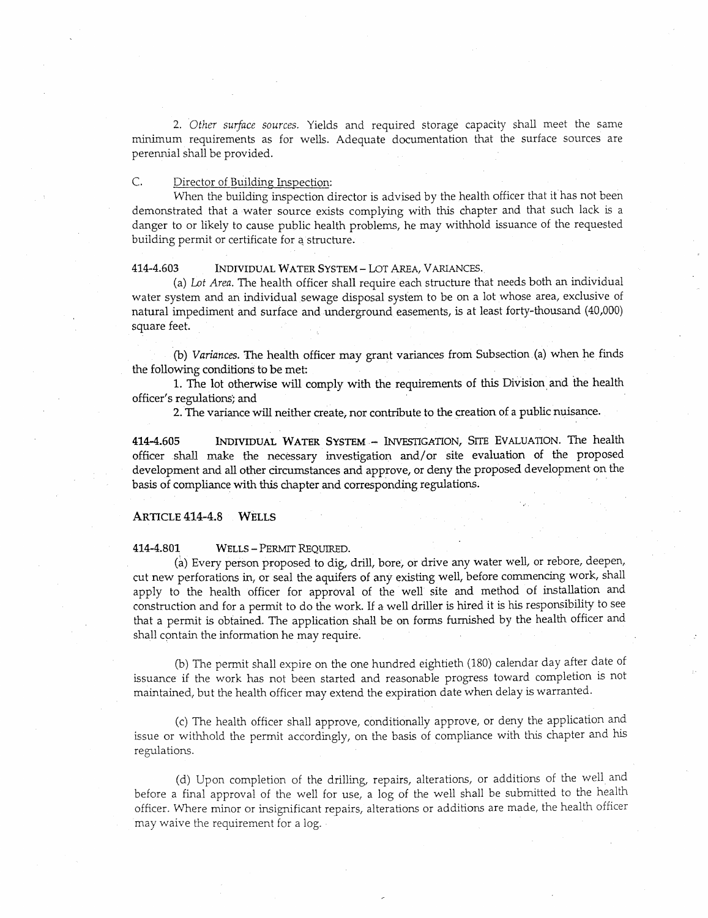2. *Other surface sources.* Yields and required storage capacity shall meet the same minimum requirements as for wells. Adequate documentation that the surface sources are perennial shall be provided.

C. Director of Building Inspection:

When the building inspection director is advised by the health officer that it has not been demonstrated that a water source exists complying with this chapter and that such lack is a danger to or likely to cause public health problems, he may withhold issuance of the requested building permit or certificate for a structure.

**414-4.603 INDIVIDUAL WATER SYSTEM – LOT AREA, VARIANCES.**

(a) *Lot Area.* The health officer shall require each structure that needs both an individual water system and an individual sewage disposal system to be on a lot whose area, exclusive of natural impediment and surface and underground easements, is at least forty-thousand (40,000) square feet.

(b) *Variances.* The health officer may grant variances from Subsection (a) when he finds the following conditions to be met:

1. The lot otherwise will comply with the requirements of this Division and the health officer's regulations; and

2. The variance will neither create, nor contribute to the creation of a public nuisance.

**414-4.605 INDIVIDUAL WATER SYSTEM – INVESTIGATION, SITE EVALUATION.** The health officer shall make the necessary investigation and/or site evaluation of the proposed development and all other circumstances and approve, or deny the proposed development on the basis of compliance with this chapter and corresponding regulations.

## ARTICLE 414-4.8 WELLS

**414-4.801 WELLS – PERMIT REQUIRED.**

(a) Every person proposed to dig, drill, bore, or drive any water well, or rebore, deepen, cut new perforations in, or seal the aquifers of any existing well, before commencing work, shall apply to the health officer for approval of the well site and method of installation and construction and for a permit to do the work. If a well driller is hired it is his responsibility to see that a permit is obtained. The application shall be on forms furnished by the health officer and shall contain the information he may require.

(b) The permit shall expire on the one hundred eightieth (180) calendar day after date of issuance if the work has not been started and reasonable progress toward completion is not maintained, but the health officer may extend the expiration date when delay is warranted.

(c) The health officer shall approve, conditionally approve, or deny the application and issue or withhold the permit accordingly, on the basis of compliance with this chapter and his regulations.

(d) Upon completion of the drilling, repairs, alterations, or additions of the well and before a final approval of the well for use, a log of the well shall be submitted to the health officer. Where minor or insignificant repairs, alterations or additions are made, the health officer may waive the requirement for a log.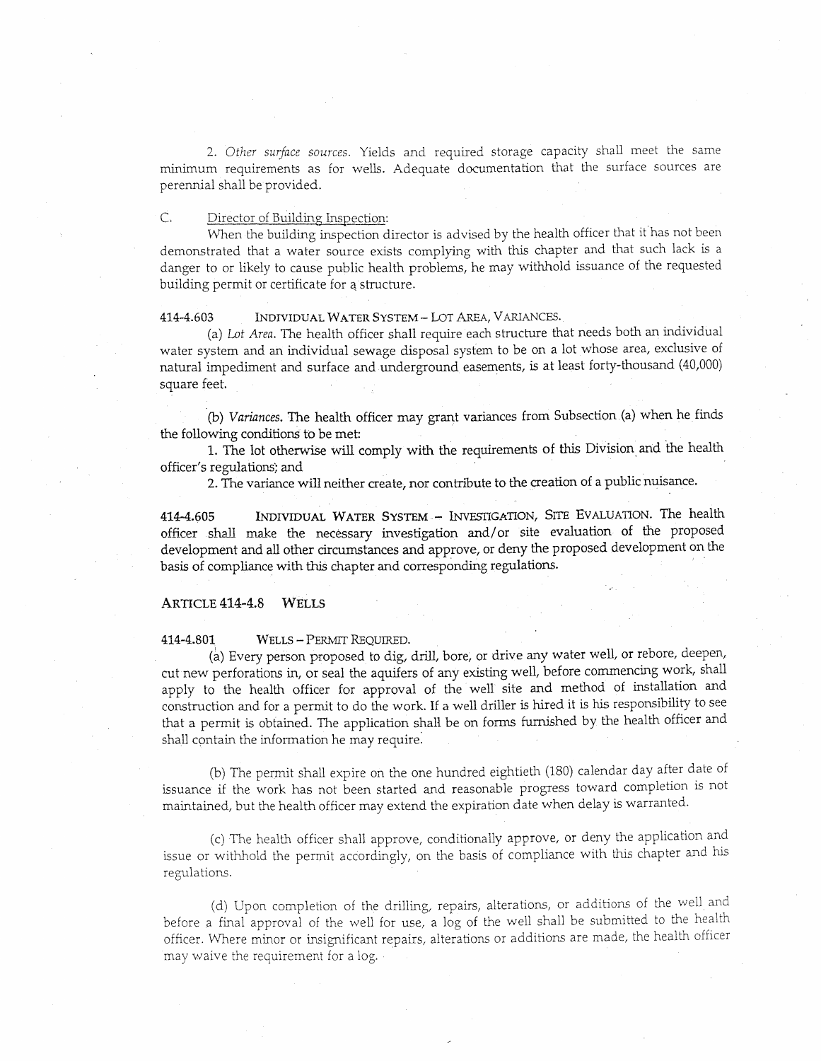2. *Other surface sources.* Yields and required storage capacity shall meet the same minimum requirements as for wells. Adequate documentation that the surface sources are perennial shall be provided.

C. Director of Building Inspection:

When the building inspection director is advised by the health officer that it has not been demonstrated that a water source exists complying with this chapter and that such lack is a danger to or likely to cause public health problems, he may withhold issuance of the requested building permit or certificate for a structure.

414-4.603 INDIVIDUAL WATER SYSTEM – LOT AREA, VARIANCES.

(a) *Lot Area.* The health officer shall require each structure that needs both an individual water system and an individual sewage disposal system to be on a lot whose area, exclusive of natural impediment and surface and underground easements, is at least forty-thousand (40,000) square feet.

(b) *Variances.* The health officer may grant variances from Subsection (a) when he finds the following conditions to be met:

1. The lot otherwise will comply with the requirements of this Division and the health officer's regulations; and

2. The variance will neither create, nor contribute to the creation of a public nuisance.

414-4.605 INDIVIDUAL WATER SYSTEM – INVESTIGATION, SITE EVALUATION. The health officer shall make the necessary investigation and/or site evaluation of the proposed development and all other circumstances and approve, or deny the proposed development on the basis of compliance with this chapter and corresponding regulations.

## ARTICLE 414-4.8 WELLS

414-4.801 WELLS – PERMIT REQUIRED.

(a) Every person proposed to dig, drill, bore, or drive any water well, or rebore, deepen, cut new perforations in, or seal the aquifers of any existing well, before commencing work, shall apply to the health officer for approval of the well site and method of installation and construction and for a permit to do the work. If a well driller is hired it is his responsibility to see that a permit is obtained. The application shall be on forms furnished by the health officer and shall contain the information he may require.

(b) The permit shall expire on the one hundred eightieth (180) calendar day after date of issuance if the work has not been started and reasonable progress toward completion is not maintained, but the health officer may extend the expiration date when delay is warranted.

(c) The health officer shall approve, conditionally approve, or deny the application and issue or withhold the permit accordingly, on the basis of compliance with this chapter and his regulations.

(d) Upon completion of the drilling, repairs, alterations, or additions of the well and before a final approval of the well for use, a log of the well shall be submitted to the health officer. Where minor or insignificant repairs, alterations or additions are made, the health officer may waive the requirement for a log.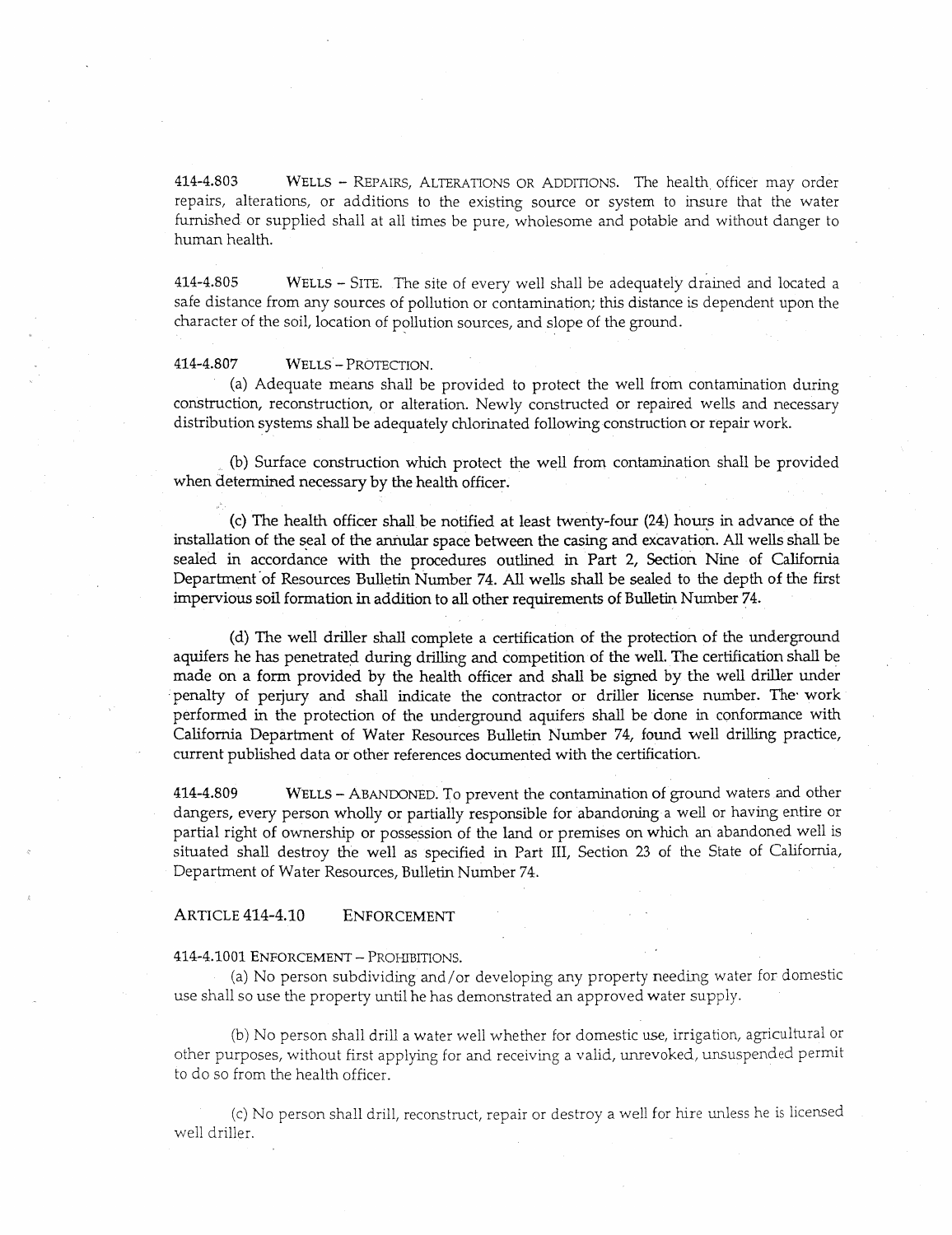414-4.803 WELLS – REPAIRS, ALTERATIONS OR ADDITIONS. The health officer may order repairs, alterations, or additions to the existing source or system to insure that the water furnished or supplied shall at all times be pure, wholesome and potable and without danger to human health.

414-4.805 WELLS – SITE. The site of every well shall be adequately drained and located a safe distance from any sources of pollution or contamination; this distance is dependent upon the character of the soil, location of pollution sources, and slope of the ground.

414-4.807 WELLS – PROTECTION.

(a) Adequate means shall be provided to protect the well from contamination during construction, reconstruction, or alteration. Newly constructed or repaired wells and necessary distribution systems shall be adequately chlorinated following construction or repair work.

(b) Surface construction which protect the well from contamination shall be provided when determined necessary by the health officer.

(c) The health officer shall be notified at least twenty-four (24) hours in advance of the installation of the seal of the annular space between the casing and excavation. All wells shall be sealed in accordance with the procedures outlined in Part 2, Section Nine of California Department of Resources Bulletin Number 74. All wells shall be sealed to the depth of the first impervious soil formation in addition to all other requirements of Bulletin Number 74.

(d) The well driller shall complete a certification of the protection of the underground aquifers he has penetrated during drilling and competition of the well. The certification shall be made on a form provided by the health officer and shall be signed by the well driller under penalty of perjury and shall indicate the contractor or driller license number. The work performed in the protection of the underground aquifers shall be done in conformance with California Department of Water Resources Bulletin Number 74, found well drilling practice, current published data or other references documented with the certification.

414-4.809 WELLS – ABANDONED. To prevent the contamination of ground waters and other dangers, every person wholly or partially responsible for abandoning a well or having entire or partial right of ownership or possession of the land or premises on which an abandoned well is situated shall destroy the well as specified in Part III, Section 23 of the State of California, Department of Water Resources, Bulletin Number 74.

## ARTICLE 414-4.10 ENFORCEMENT

414-4.1001 ENFORCEMENT – PROHIBITIONS.

(a) No person subdividing and/or developing any property needing water for domestic use shall so use the property until he has demonstrated an approved water supply.

(b) No person shall drill a water well whether for domestic use, irrigation, agricultural or other purposes, without first applying for and receiving a valid, unrevoked, unsuspended permit to do so from the health officer.

(c) No person shall drill, reconstruct, repair or destroy a well for hire unless he is licensed well driller.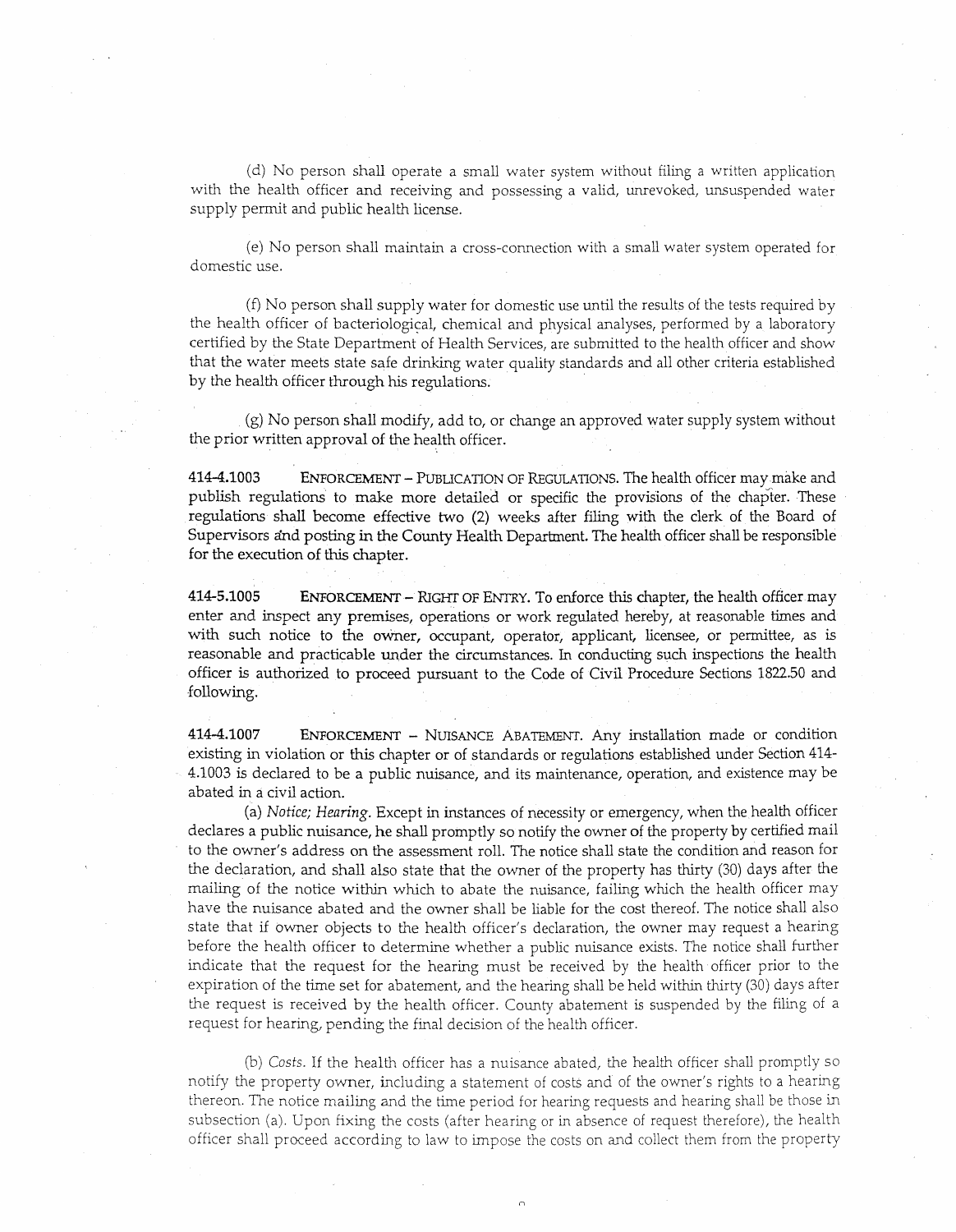(d) No person shall operate a small water system without filing a written application with the health officer and receiving and possessing a valid, unrevoked, unsuspended water supply permit and public health license.

(e) No person shall maintain a cross-connection with a small water system operated for domestic use.

(f) No person shall supply water for domestic use until the results of the tests required by the health officer of bacteriological, chemical and physical analyses, performed by a laboratory certified by the State Department of Health Services, are submitted to the health officer and show that the water meets state safe drinking water quality standards and all other criteria established by the health officer through his regulations.

(g) No person shall modify, add to, or change an approved water supply system without the prior written approval of the health officer.

**414-4.1003** ENFORCEMENT – PUBLICATION OF REGULATIONS. The health officer may make and publish regulations to make more detailed or specific the provisions of the chapter. These regulations shall become effective two (2) weeks after filing with the clerk of the Board of Supervisors and posting in the County Health Department. The health officer shall be responsible for the execution of this chapter.

**414-5.1005** ENFORCEMENT – RIGHT OF ENTRY. To enforce this chapter, the health officer may enter and inspect any premises, operations or work regulated hereby, at reasonable times and with such notice to the owner, occupant, operator, applicant, licensee, or permittee, as is reasonable and practicable under the circumstances. In conducting such inspections the health officer is authorized to proceed pursuant to the Code of Civil Procedure Sections 1822.50 and following.

**414-4.1007** ENFORCEMENT – NUISANCE ABATEMENT. Any installation made or condition existing in violation or this chapter or of standards or regulations established under Section 414-4.1003 is declared to be a public nuisance, and its maintenance, operation, and existence may be abated in a civil action.

(a) *Notice; Hearing.* Except in instances of necessity or emergency, when the health officer declares a public nuisance, he shall promptly so notify the owner of the property by certified mail to the owner's address on the assessment roll. The notice shall state the condition and reason for the declaration, and shall also state that the owner of the property has thirty (30) days after the mailing of the notice within which to abate the nuisance, failing which the health officer may have the nuisance abated and the owner shall be liable for the cost thereof. The notice shall also state that if owner objects to the health officer's declaration, the owner may request a hearing before the health officer to determine whether a public nuisance exists. The notice shall further indicate that the request for the hearing must be received by the health officer prior to the expiration of the time set for abatement, and the hearing shall be held within thirty (30) days after the request is received by the health officer. County abatement is suspended by the filing of a request for hearing, pending the final decision of the health officer.

(b) *Costs.* If the health officer has a nuisance abated, the health officer shall promptly so notify the property owner, including a statement of costs and of the owner's rights to a hearing thereon. The notice mailing and the time period for hearing requests and hearing shall be those in subsection (a). Upon fixing the costs (after hearing or in absence of request therefore), the health officer shall proceed according to law to impose the costs on and collect them from the property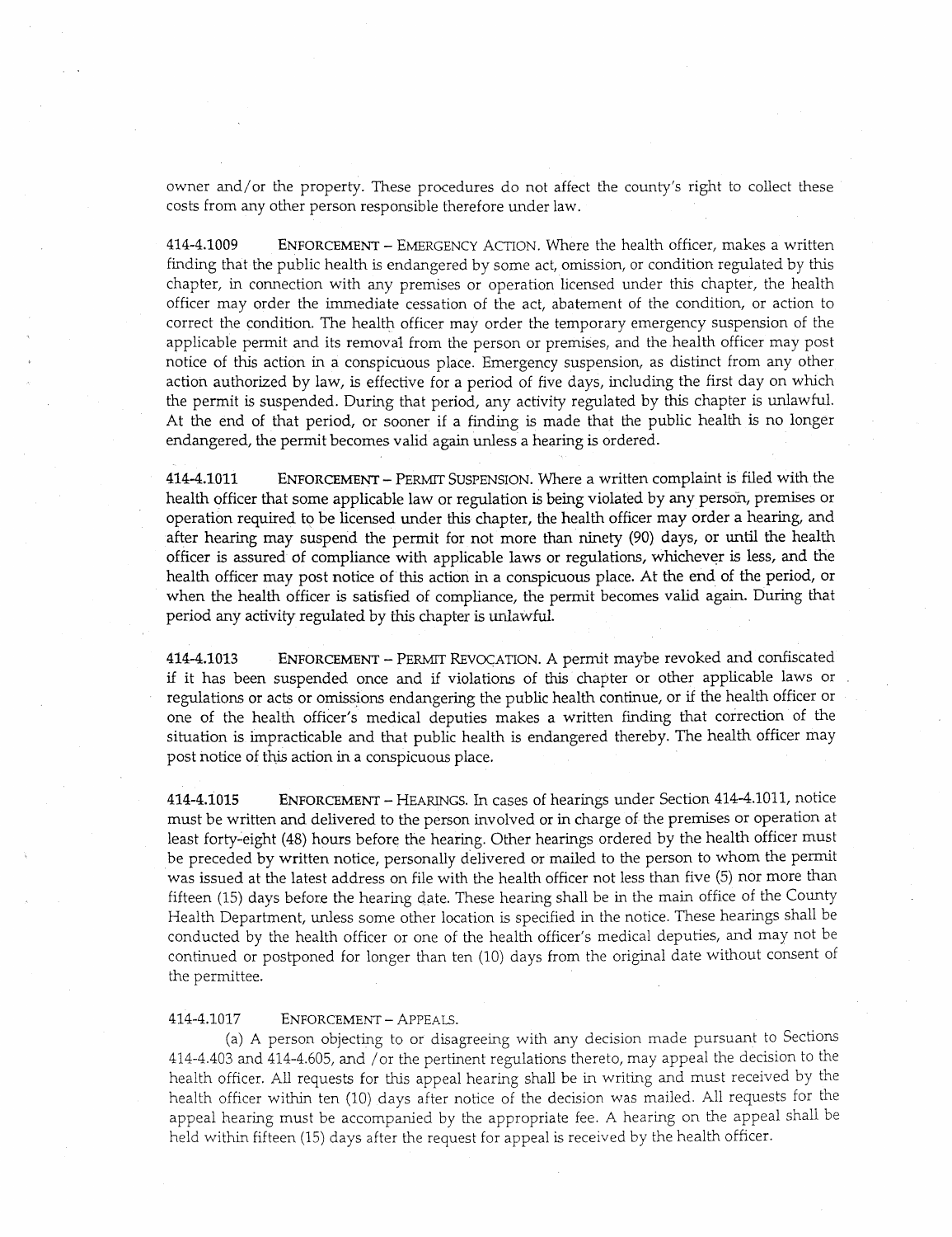owner and/or the property. These procedures do not affect the county's right to collect these costs from any other person responsible therefore under law.

414-4.1009 ENFORCEMENT – EMERGENCY ACTION. Where the health officer, makes a written finding that the public health is endangered by some act, omission, or condition regulated by this chapter, in connection with any premises or operation licensed under this chapter, the health officer may order the immediate cessation of the act, abatement of the condition, or action to correct the condition. The health officer may order the temporary emergency suspension of the applicable permit and its removal from the person or premises, and the health officer may post notice of this action in a conspicuous place. Emergency suspension, as distinct from any other action authorized by law, is effective for a period of five days, including the first day on which the permit is suspended. During that period, any activity regulated by this chapter is unlawful. At the end of that period, or sooner if a finding is made that the public health is no longer endangered, the permit becomes valid again unless a hearing is ordered.

414-4.1011 ENFORCEMENT – PERMIT SUSPENSION. Where a written complaint is filed with the health officer that some applicable law or regulation is being violated by any person, premises or operation required to be licensed under this chapter, the health officer may order a hearing, and after hearing may suspend the permit for not more than ninety (90) days, or until the health officer is assured of compliance with applicable laws or regulations, whichever is less, and the health officer may post notice of this action in a conspicuous place. At the end of the period, or when the health officer is satisfied of compliance, the permit becomes valid again. During that period any activity regulated by this chapter is unlawful.

414-4.1013 ENFORCEMENT – PERMIT REVOCATION. A permit maybe revoked and confiscated if it has been suspended once and if violations of this chapter or other applicable laws or regulations or acts or omissions endangering the public health continue, or if the health officer or one of the health officer's medical deputies makes a written finding that correction of the situation is impracticable and that public health is endangered thereby. The health officer may post notice of this action in a conspicuous place.

414-4.1015 ENFORCEMENT – HEARINGS. In cases of hearings under Section 414-4.1011, notice must be written and delivered to the person involved or in charge of the premises or operation at least forty-eight (48) hours before the hearing. Other hearings ordered by the health officer must be preceded by written notice, personally delivered or mailed to the person to whom the permit was issued at the latest address on file with the health officer not less than five (5) nor more than fifteen (15) days before the hearing date. These hearing shall be in the main office of the County Health Department, unless some other location is specified in the notice. These hearings shall be conducted by the health officer or one of the health officer's medical deputies, and may not be continued or postponed for longer than ten (10) days from the original date without consent of the permittee.

414-4.1017 ENFORCEMENT – APPEALS.

(a) A person objecting to or disagreeing with any decision made pursuant to Sections 414-4.403 and 414-4.605, and /or the pertinent regulations thereto, may appeal the decision to the health officer. All requests for this appeal hearing shall be in writing and must received by the health officer within ten (10) days after notice of the decision was mailed. All requests for the appeal hearing must be accompanied by the appropriate fee. A hearing on the appeal shall be held within fifteen (15) days after the request for appeal is received by the health officer.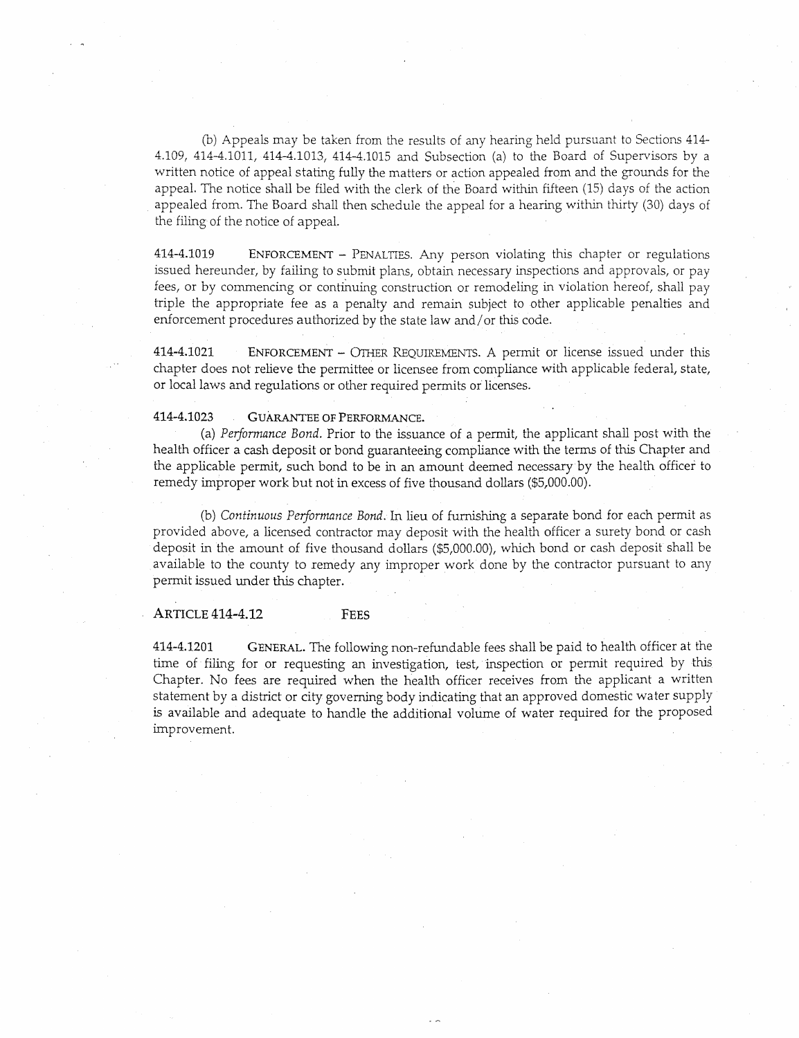(b) Appeals may be taken from the results of any hearing held pursuant to Sections 414-4.109, 414-4.1011, 414-4.1013, 414-4.1015 and Subsection (a) to the Board of Supervisors by a written notice of appeal stating fully the matters or action appealed from and the grounds for the appeal. The notice shall be filed with the clerk of the Board within fifteen (15) days of the action appealed from. The Board shall then schedule the appeal for a hearing within thirty (30) days of the filing of the notice of appeal.

414-4.1019 ENFORCEMENT – PENALTIES. Any person violating this chapter or regulations issued hereunder, by failing to submit plans, obtain necessary inspections and approvals, or pay fees, or by commencing or continuing construction or remodeling in violation hereof, shall pay triple the appropriate fee as a penalty and remain subject to other applicable penalties and enforcement procedures authorized by the state law and/or this code.

414-4.1021 ENFORCEMENT – OTHER REQUIREMENTS. A permit or license issued under this chapter does not relieve the permittee or licensee from compliance with applicable federal, state, or local laws and regulations or other required permits or licenses.

414-4.1023 GUARANTEE OF PERFORMANCE.

(a) *Performance Bond.* Prior to the issuance of a permit, the applicant shall post with the health officer a cash deposit or bond guaranteeing compliance with the terms of this Chapter and the applicable permit, such bond to be in an amount deemed necessary by the health officer to remedy improper work but not in excess of five thousand dollars ($5,000.00).

(b) *Continuous Performance Bond.* In lieu of furnishing a separate bond for each permit as provided above, a licensed contractor may deposit with the health officer a surety bond or cash deposit in the amount of five thousand dollars ($5,000.00), which bond or cash deposit shall be available to the county to remedy any improper work done by the contractor pursuant to any permit issued under this chapter.

## ARTICLE 414-4.12 FEES

414-4.1201 GENERAL. The following non-refundable fees shall be paid to health officer at the time of filing for or requesting an investigation, test, inspection or permit required by this Chapter. No fees are required when the health officer receives from the applicant a written statement by a district or city governing body indicating that an approved domestic water supply is available and adequate to handle the additional volume of water required for the proposed improvement.